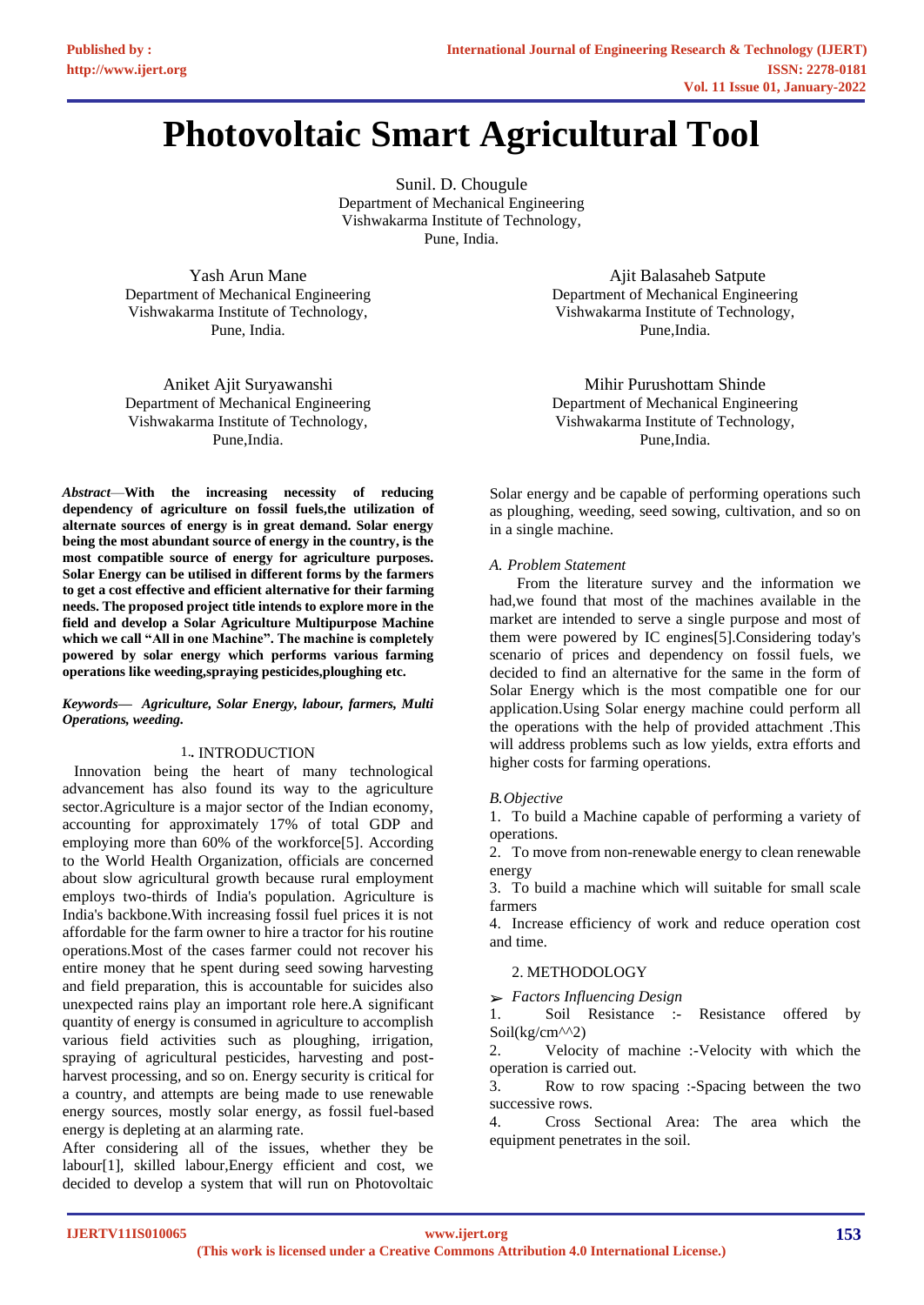# Photovoltaic Smart Agricultural Tool

Sunil. D. Chougule
Department of Mechanical Engineering
Vishwakarma Institute of Technology,
Pune, India.

Yash Arun Mane
Department of Mechanical Engineering
Vishwakarma Institute of Technology,
Pune, India.

Ajit Balasaheb Satpute
Department of Mechanical Engineering
Vishwakarma Institute of Technology,
Pune,India.

Aniket Ajit Suryawanshi
Department of Mechanical Engineering
Vishwakarma Institute of Technology,
Pune,India.

Mihir Purushottam Shinde
Department of Mechanical Engineering
Vishwakarma Institute of Technology,
Pune,India.

***Abstract*—With the increasing necessity of reducing dependency of agriculture on fossil fuels,the utilization of alternate sources of energy is in great demand. Solar energy being the most abundant source of energy in the country, is the most compatible source of energy for agriculture purposes. Solar Energy can be utilised in different forms by the farmers to get a cost effective and efficient alternative for their farming needs. The proposed project title intends to explore more in the field and develop a Solar Agriculture Multipurpose Machine which we call "All in one Machine". The machine is completely powered by solar energy which performs various farming operations like weeding,spraying pesticides,ploughing etc.**

***Keywords— Agriculture, Solar Energy, labour, farmers, Multi Operations, weeding.***

## 1. INTRODUCTION

Innovation being the heart of many technological advancement has also found its way to the agriculture sector.Agriculture is a major sector of the Indian economy, accounting for approximately 17% of total GDP and employing more than 60% of the workforce[5]. According to the World Health Organization, officials are concerned about slow agricultural growth because rural employment employs two-thirds of India's population. Agriculture is India's backbone.With increasing fossil fuel prices it is not affordable for the farm owner to hire a tractor for his routine operations.Most of the cases farmer could not recover his entire money that he spent during seed sowing harvesting and field preparation, this is accountable for suicides also unexpected rains play an important role here.A significant quantity of energy is consumed in agriculture to accomplish various field activities such as ploughing, irrigation, spraying of agricultural pesticides, harvesting and post-harvest processing, and so on. Energy security is critical for a country, and attempts are being made to use renewable energy sources, mostly solar energy, as fossil fuel-based energy is depleting at an alarming rate.

After considering all of the issues, whether they be labour[1], skilled labour,Energy efficient and cost, we decided to develop a system that will run on Photovoltaic Solar energy and be capable of performing operations such as ploughing, weeding, seed sowing, cultivation, and so on in a single machine.

### *A. Problem Statement*

From the literature survey and the information we had,we found that most of the machines available in the market are intended to serve a single purpose and most of them were powered by IC engines[5].Considering today's scenario of prices and dependency on fossil fuels, we decided to find an alternative for the same in the form of Solar Energy which is the most compatible one for our application.Using Solar energy machine could perform all the operations with the help of provided attachment .This will address problems such as low yields, extra efforts and higher costs for farming operations.

### *B.Objective*

1. To build a Machine capable of performing a variety of operations.
2. To move from non-renewable energy to clean renewable energy
3. To build a machine which will suitable for small scale farmers
4. Increase efficiency of work and reduce operation cost and time.

## 2. METHODOLOGY

➢ *Factors Influencing Design*

1. Soil Resistance :- Resistance offered by Soil(kg/cm^^2)
2. Velocity of machine :-Velocity with which the operation is carried out.
3. Row to row spacing :-Spacing between the two successive rows.
4. Cross Sectional Area: The area which the equipment penetrates in the soil.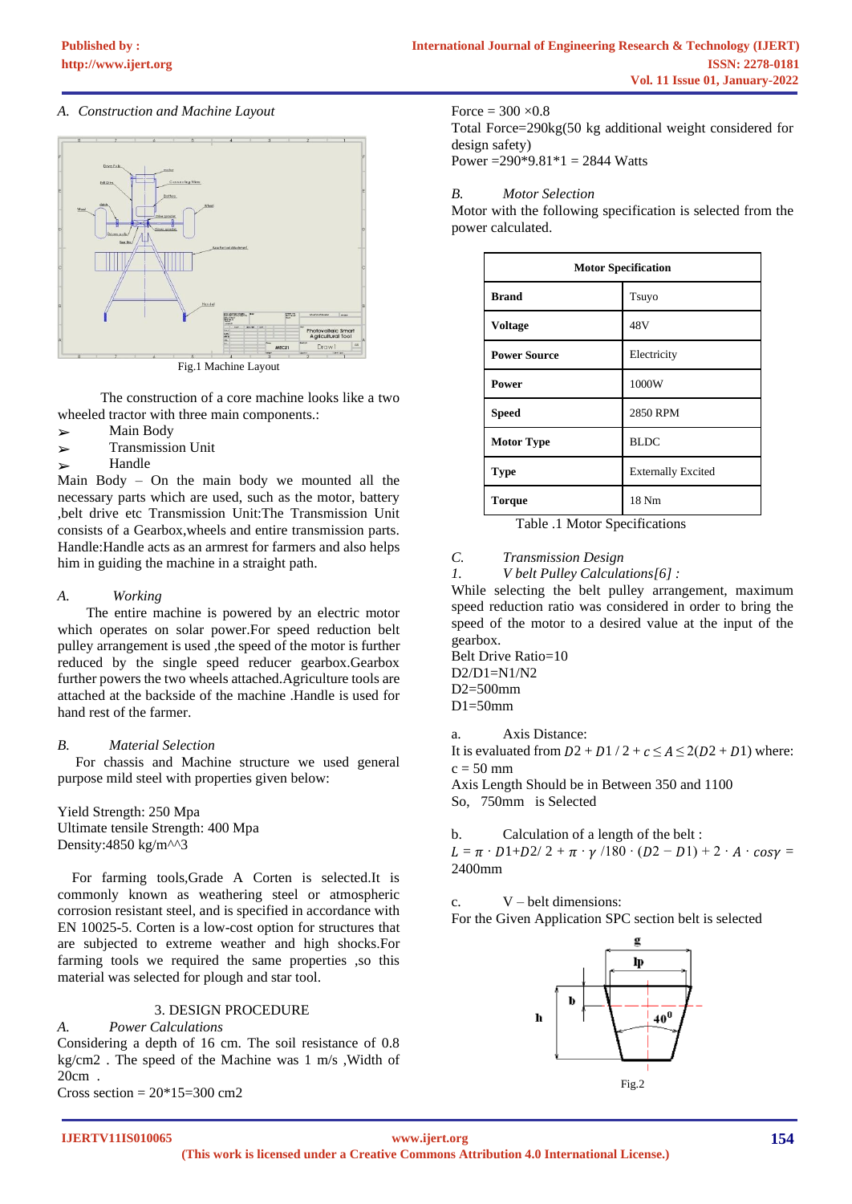*A. Construction and Machine Layout*

Fig.1 Machine Layout

The construction of a core machine looks like a two wheeled tractor with three main components.:

- Main Body
- Transmission Unit
- Handle

Main Body – On the main body we mounted all the necessary parts which are used, such as the motor, battery ,belt drive etc Transmission Unit:The Transmission Unit consists of a Gearbox,wheels and entire transmission parts. Handle:Handle acts as an armrest for farmers and also helps him in guiding the machine in a straight path.

*A. Working*

The entire machine is powered by an electric motor which operates on solar power.For speed reduction belt pulley arrangement is used ,the speed of the motor is further reduced by the single speed reducer gearbox.Gearbox further powers the two wheels attached.Agriculture tools are attached at the backside of the machine .Handle is used for hand rest of the farmer.

*B. Material Selection*

For chassis and Machine structure we used general purpose mild steel with properties given below:

Yield Strength: 250 Mpa
Ultimate tensile Strength: 400 Mpa
Density:4850 kg/m^^3

For farming tools,Grade A Corten is selected.It is commonly known as weathering steel or atmospheric corrosion resistant steel, and is specified in accordance with EN 10025-5. Corten is a low-cost option for structures that are subjected to extreme weather and high shocks.For farming tools we required the same properties ,so this material was selected for plough and star tool.

## 3. DESIGN PROCEDURE

*A. Power Calculations*

Considering a depth of 16 cm. The soil resistance of 0.8 kg/cm2 . The speed of the Machine was 1 m/s ,Width of 20cm .
Cross section = 20*15=300 cm2
Force = 300 ×0.8
Total Force=290kg(50 kg additional weight considered for design safety)
Power =290*9.81*1 = 2844 Watts

*B. Motor Selection*

Motor with the following specification is selected from the power calculated.

| Motor Specification | |
|---|---|
| **Brand** | Tsuyo |
| **Voltage** | 48V |
| **Power Source** | Electricity |
| **Power** | 1000W |
| **Speed** | 2850 RPM |
| **Motor Type** | BLDC |
| **Type** | Externally Excited |
| **Torque** | 18 Nm |

Table .1 Motor Specifications

*C. Transmission Design*

*1. V belt Pulley Calculations[6] :*

While selecting the belt pulley arrangement, maximum speed reduction ratio was considered in order to bring the speed of the motor to a desired value at the input of the gearbox.
Belt Drive Ratio=10
D2/D1=N1/N2
D2=500mm
D1=50mm

a. Axis Distance:
It is evaluated from $D2 + D1 / 2 + c \leq A \leq 2(D2 + D1)$ where: c = 50 mm
Axis Length Should be in Between 350 and 1100
So, 750mm is Selected

b. Calculation of a length of the belt :
$L = \pi \cdot D1{+}D2/\,2 + \pi \cdot \gamma\ /180 \cdot (D2 - D1) + 2 \cdot A \cdot cos\gamma =$ 2400mm

c. V – belt dimensions:
For the Given Application SPC section belt is selected

Fig.2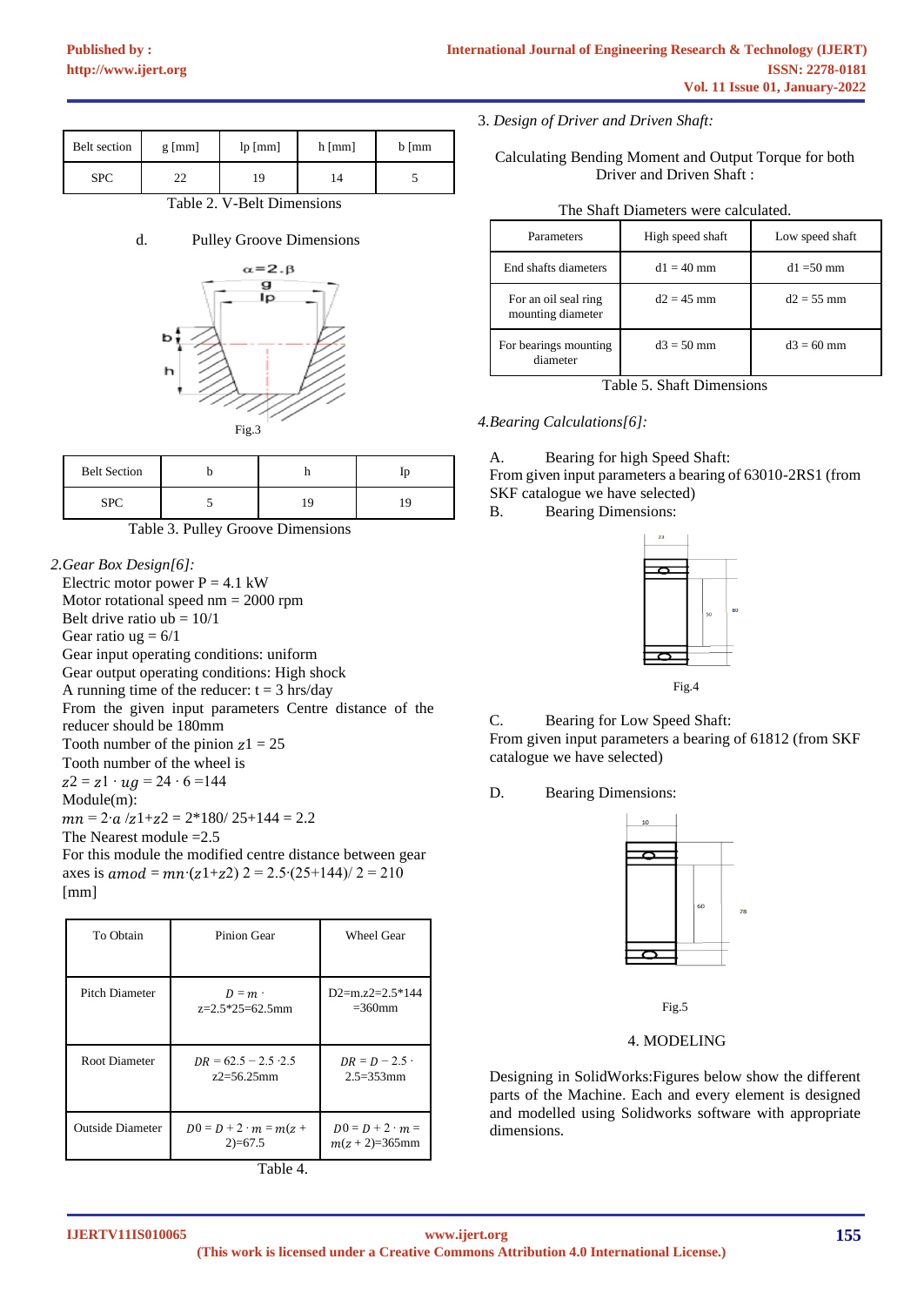| Belt section | g [mm] | lp [mm] | h [mm] | b [mm |
|---|---|---|---|---|
| SPC | 22 | 19 | 14 | 5 |

Table 2. V-Belt Dimensions

d. Pulley Groove Dimensions

Fig.3

| Belt Section | b | h | Ip |
|---|---|---|---|
| SPC | 5 | 19 | 19 |

Table 3. Pulley Groove Dimensions

*2.Gear Box Design[6]:*

Electric motor power P = 4.1 kW
Motor rotational speed nm = 2000 rpm
Belt drive ratio ub = 10/1
Gear ratio ug = 6/1
Gear input operating conditions: uniform
Gear output operating conditions: High shock
A running time of the reducer: t = 3 hrs/day
From the given input parameters Centre distance of the reducer should be 180mm
Tooth number of the pinion $z1 = 25$
Tooth number of the wheel is
$z2 = z1 \cdot ug = 24 \cdot 6 = 144$
Module(m):
$mn = 2 \cdot a / z1 + z2 = 2*180/ 25+144 = 2.2$
The Nearest module =2.5
For this module the modified centre distance between gear axes is $amod = mn \cdot (z1+z2)\ 2 = 2.5 \cdot (25+144)/\ 2 = 210$ [mm]

| To Obtain | Pinion Gear | Wheel Gear |
|---|---|---|
| Pitch Diameter | $D = m \cdot$ z=2.5*25=62.5mm | D2=m.z2=2.5*144 =360mm |
| Root Diameter | $DR = 62.5 - 2.5 \cdot 2.5$ z2=56.25mm | $DR = D - 2.5 \cdot$ 2.5=353mm |
| Outside Diameter | $D0 = D + 2 \cdot m = m(z +$ 2)=67.5 | $D0 = D + 2 \cdot m = m(z + 2)$=365mm |

Table 4.

3. *Design of Driver and Driven Shaft:*

Calculating Bending Moment and Output Torque for both Driver and Driven Shaft :

The Shaft Diameters were calculated.

| Parameters | High speed shaft | Low speed shaft |
|---|---|---|
| End shafts diameters | d1 = 40 mm | d1 =50 mm |
| For an oil seal ring mounting diameter | d2 = 45 mm | d2 = 55 mm |
| For bearings mounting diameter | d3 = 50 mm | d3 = 60 mm |

Table 5. Shaft Dimensions

*4.Bearing Calculations[6]:*

A. Bearing for high Speed Shaft:
From given input parameters a bearing of 63010-2RS1 (from SKF catalogue we have selected)

B. Bearing Dimensions:

Fig.4

C. Bearing for Low Speed Shaft:
From given input parameters a bearing of 61812 (from SKF catalogue we have selected)

D. Bearing Dimensions:

Fig.5

## 4. MODELING

Designing in SolidWorks:Figures below show the different parts of the Machine. Each and every element is designed and modelled using Solidworks software with appropriate dimensions.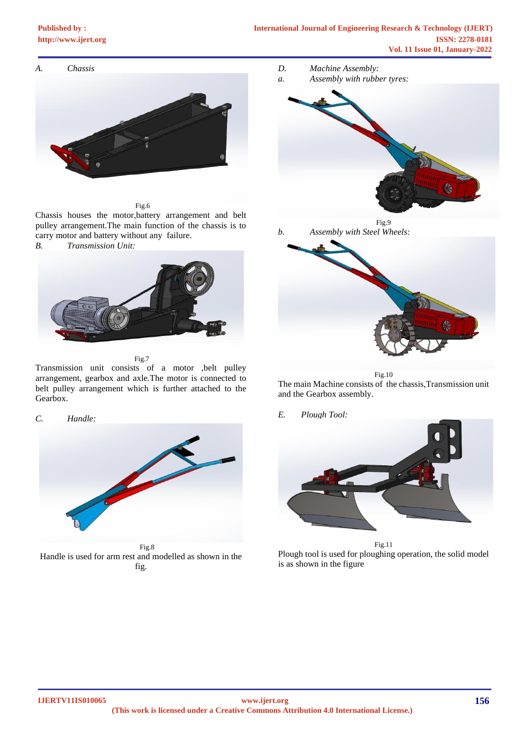*A. Chassis*

Fig.6

Chassis houses the motor,battery arrangement and belt pulley arrangement.The main function of the chassis is to carry motor and battery without any failure.

*B. Transmission Unit:*

Fig.7

Transmission unit consists of a motor ,belt pulley arrangement, gearbox and axle.The motor is connected to belt pulley arrangement which is further attached to the Gearbox.

*C. Handle:*

Fig.8

Handle is used for arm rest and modelled as shown in the fig.

*D. Machine Assembly:*

*a. Assembly with rubber tyres:*

Fig.9

*b. Assembly with Steel Wheels:*

Fig.10

The main Machine consists of the chassis,Transmission unit and the Gearbox assembly.

*E. Plough Tool:*

Fig.11

Plough tool is used for ploughing operation, the solid model is as shown in the figure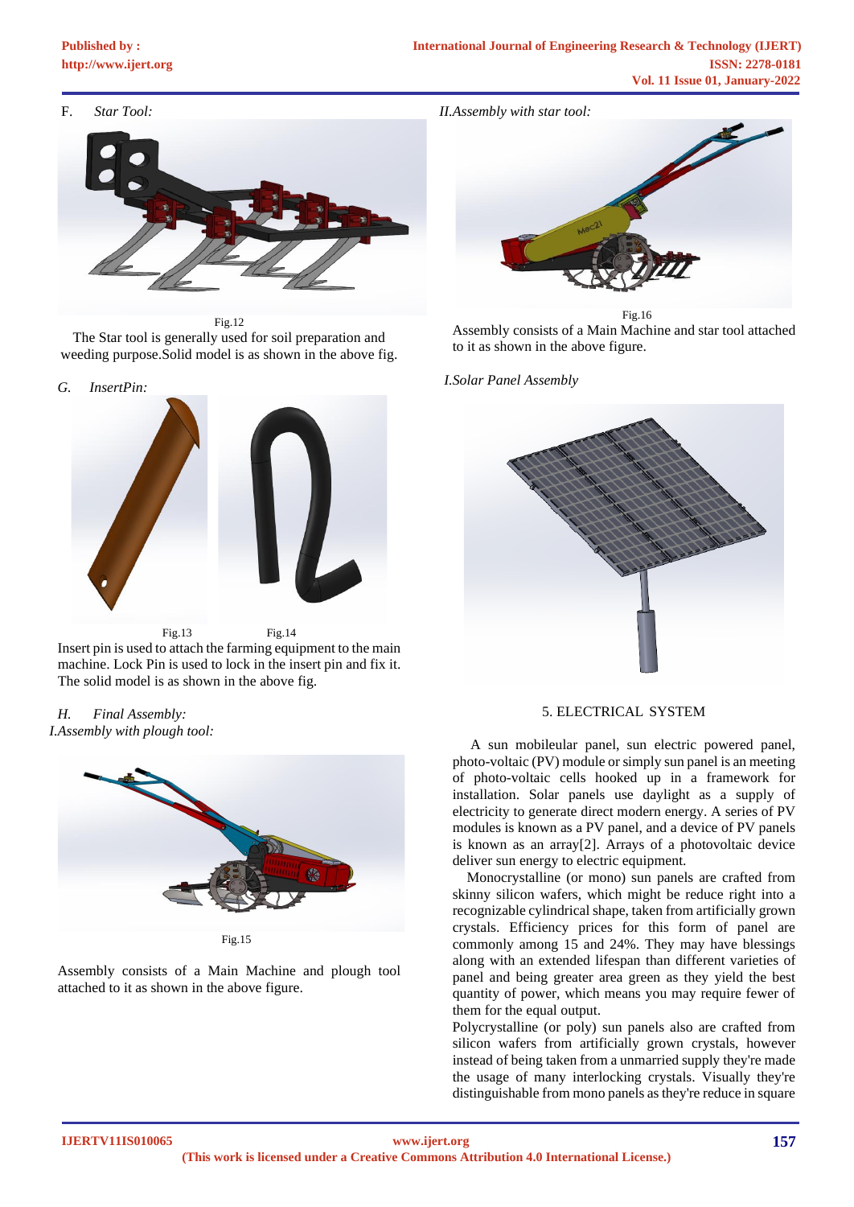F. *Star Tool:*

Fig.12

The Star tool is generally used for soil preparation and weeding purpose.Solid model is as shown in the above fig.

G. *InsertPin:*

Fig.13 Fig.14

Insert pin is used to attach the farming equipment to the main machine. Lock Pin is used to lock in the insert pin and fix it. The solid model is as shown in the above fig.

H. *Final Assembly:*

*I.Assembly with plough tool:*

Fig.15

Assembly consists of a Main Machine and plough tool attached to it as shown in the above figure.

*II.Assembly with star tool:*

Fig.16

Assembly consists of a Main Machine and star tool attached to it as shown in the above figure.

*I.Solar Panel Assembly*

## 5. ELECTRICAL SYSTEM

A sun mobileular panel, sun electric powered panel, photo-voltaic (PV) module or simply sun panel is an meeting of photo-voltaic cells hooked up in a framework for installation. Solar panels use daylight as a supply of electricity to generate direct modern energy. A series of PV modules is known as a PV panel, and a device of PV panels is known as an array[2]. Arrays of a photovoltaic device deliver sun energy to electric equipment.

Monocrystalline (or mono) sun panels are crafted from skinny silicon wafers, which might be reduce right into a recognizable cylindrical shape, taken from artificially grown crystals. Efficiency prices for this form of panel are commonly among 15 and 24%. They may have blessings along with an extended lifespan than different varieties of panel and being greater area green as they yield the best quantity of power, which means you may require fewer of them for the equal output.

Polycrystalline (or poly) sun panels also are crafted from silicon wafers from artificially grown crystals, however instead of being taken from a unmarried supply they're made the usage of many interlocking crystals. Visually they're distinguishable from mono panels as they're reduce in square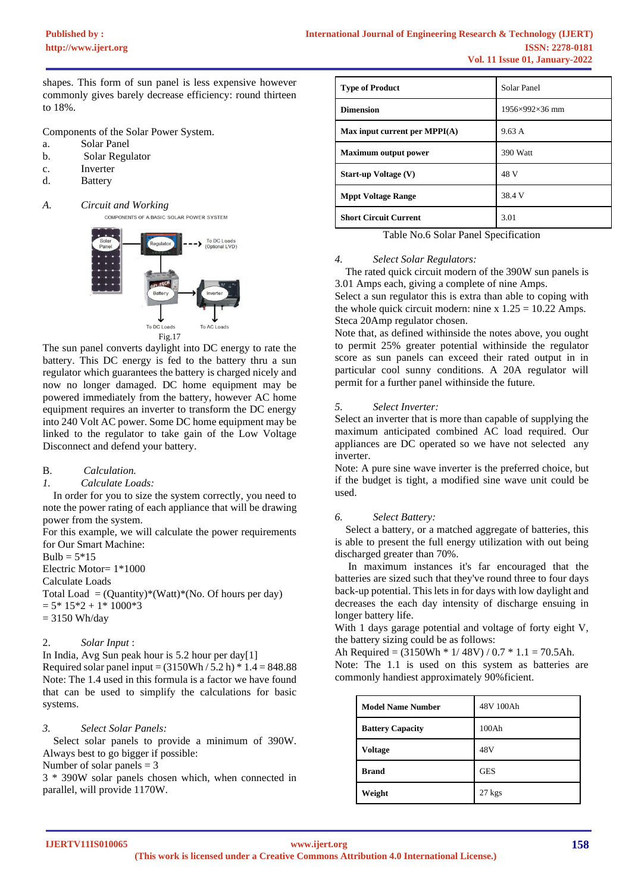shapes. This form of sun panel is less expensive however commonly gives barely decrease efficiency: round thirteen to 18%.

Components of the Solar Power System.

a. Solar Panel
b. Solar Regulator
c. Inverter
d. Battery

*A. Circuit and Working*

Fig.17

The sun panel converts daylight into DC energy to rate the battery. This DC energy is fed to the battery thru a sun regulator which guarantees the battery is charged nicely and now no longer damaged. DC home equipment may be powered immediately from the battery, however AC home equipment requires an inverter to transform the DC energy into 240 Volt AC power. Some DC home equipment may be linked to the regulator to take gain of the Low Voltage Disconnect and defend your battery.

B. *Calculation.*

*1. Calculate Loads:*

In order for you to size the system correctly, you need to note the power rating of each appliance that will be drawing power from the system.

For this example, we will calculate the power requirements for Our Smart Machine:

Bulb = 5*15

Electric Motor= 1*1000

Calculate Loads

Total Load = (Quantity)*(Watt)*(No. Of hours per day)

= 5* 15*2 + 1* 1000*3

= 3150 Wh/day

2. *Solar Input* :

In India, Avg Sun peak hour is 5.2 hour per day[1]

Required solar panel input = (3150Wh / 5.2 h) * 1.4 = 848.88

Note: The 1.4 used in this formula is a factor we have found that can be used to simplify the calculations for basic systems.

*3. Select Solar Panels:*

Select solar panels to provide a minimum of 390W. Always best to go bigger if possible:

Number of solar panels = 3

3 * 390W solar panels chosen which, when connected in parallel, will provide 1170W.

| Type of Product | Solar Panel |
|---|---|
| Dimension | 1956×992×36 mm |
| Max input current per MPPI(A) | 9.63 A |
| Maximum output power | 390 Watt |
| Start-up Voltage (V) | 48 V |
| Mppt Voltage Range | 38.4 V |
| Short Circuit Current | 3.01 |

Table No.6 Solar Panel Specification

*4. Select Solar Regulators:*

The rated quick circuit modern of the 390W sun panels is 3.01 Amps each, giving a complete of nine Amps.

Select a sun regulator this is extra than able to coping with the whole quick circuit modern: nine x 1.25 = 10.22 Amps. Steca 20Amp regulator chosen.

Note that, as defined withinside the notes above, you ought to permit 25% greater potential withinside the regulator score as sun panels can exceed their rated output in in particular cool sunny conditions. A 20A regulator will permit for a further panel withinside the future.

*5. Select Inverter:*

Select an inverter that is more than capable of supplying the maximum anticipated combined AC load required. Our appliances are DC operated so we have not selected any inverter.

Note: A pure sine wave inverter is the preferred choice, but if the budget is tight, a modified sine wave unit could be used.

*6. Select Battery:*

Select a battery, or a matched aggregate of batteries, this is able to present the full energy utilization with out being discharged greater than 70%.

In maximum instances it's far encouraged that the batteries are sized such that they've round three to four days back-up potential. This lets in for days with low daylight and decreases the each day intensity of discharge ensuing in longer battery life.

With 1 days garage potential and voltage of forty eight V, the battery sizing could be as follows:

Ah Required = (3150Wh * 1/ 48V) / 0.7 * 1.1 = 70.5Ah.

Note: The 1.1 is used on this system as batteries are commonly handiest approximately 90%ficient.

| Model Name Number | 48V 100Ah |
|---|---|
| Battery Capacity | 100Ah |
| Voltage | 48V |
| Brand | GES |
| Weight | 27 kgs |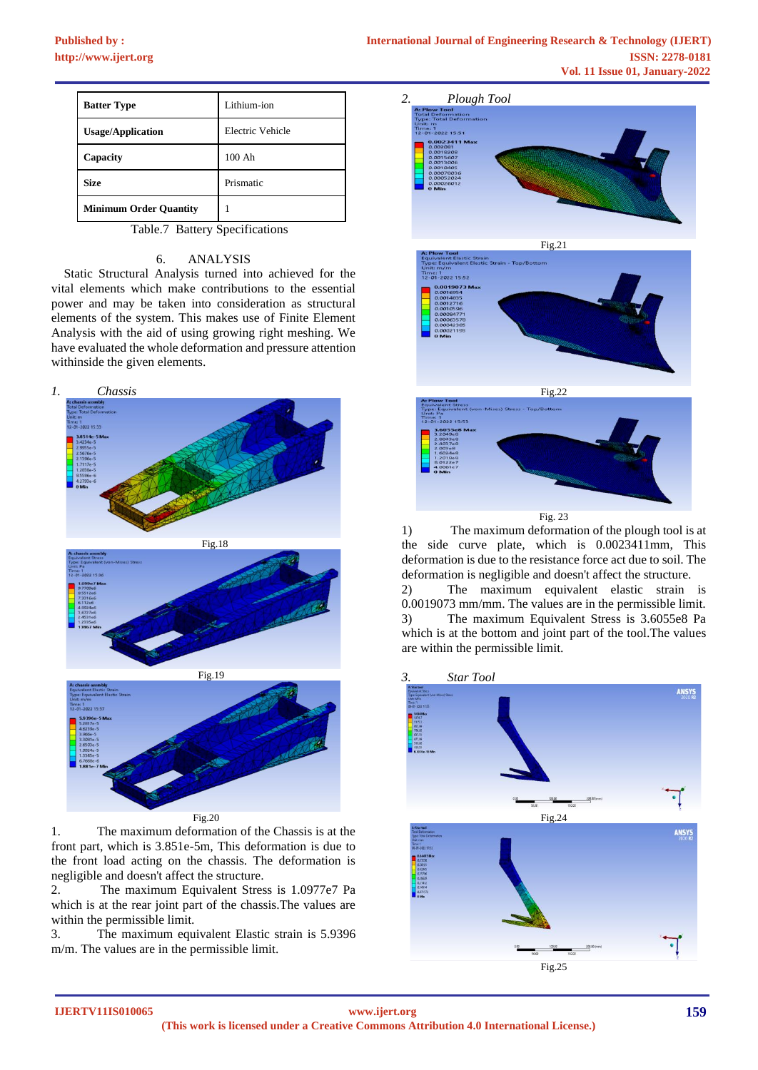| Batter Type | Lithium-ion |
|---|---|
| Usage/Application | Electric Vehicle |
| Capacity | 100 Ah |
| Size | Prismatic |
| Minimum Order Quantity | 1 |

Table.7 Battery Specifications

## 6. ANALYSIS

Static Structural Analysis turned into achieved for the vital elements which make contributions to the essential power and may be taken into consideration as structural elements of the system. This makes use of Finite Element Analysis with the aid of using growing right meshing. We have evaluated the whole deformation and pressure attention withinside the given elements.

### 1. *Chassis*

Fig.18

Fig.19

Fig.20

1. The maximum deformation of the Chassis is at the front part, which is 3.851e-5m, This deformation is due to the front load acting on the chassis. The deformation is negligible and doesn't affect the structure.
2. The maximum Equivalent Stress is 1.0977e7 Pa which is at the rear joint part of the chassis.The values are within the permissible limit.
3. The maximum equivalent Elastic strain is 5.9396 m/m. The values are in the permissible limit.

### 2. *Plough Tool*

Fig.21

Fig.22

Fig. 23

1) The maximum deformation of the plough tool is at the side curve plate, which is 0.0023411mm, This deformation is due to the resistance force act due to soil. The deformation is negligible and doesn't affect the structure.
2) The maximum equivalent elastic strain is 0.0019073 mm/mm. The values are in the permissible limit.
3) The maximum Equivalent Stress is 3.6055e8 Pa which is at the bottom and joint part of the tool.The values are within the permissible limit.

### 3. *Star Tool*

Fig.24

Fig.25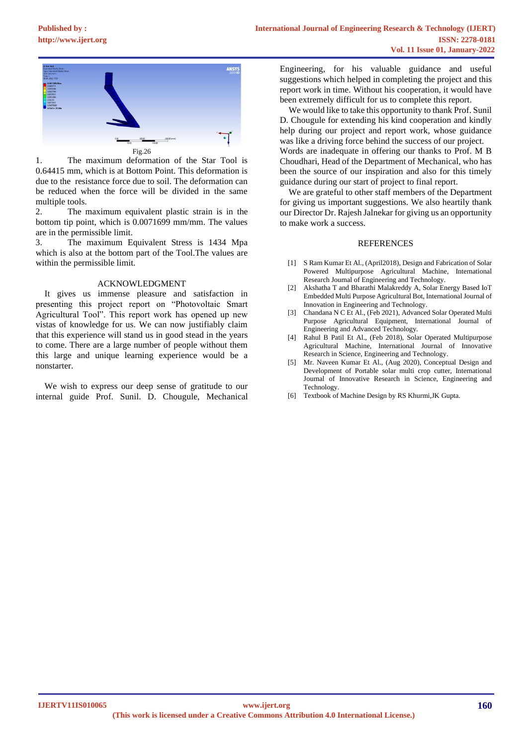Fig.26

1. The maximum deformation of the Star Tool is 0.64415 mm, which is at Bottom Point. This deformation is due to the resistance force due to soil. The deformation can be reduced when the force will be divided in the same multiple tools.
2. The maximum equivalent plastic strain is in the bottom tip point, which is 0.0071699 mm/mm. The values are in the permissible limit.
3. The maximum Equivalent Stress is 1434 Mpa which is also at the bottom part of the Tool.The values are within the permissible limit.

## ACKNOWLEDGMENT

It gives us immense pleasure and satisfaction in presenting this project report on "Photovoltaic Smart Agricultural Tool". This report work has opened up new vistas of knowledge for us. We can now justifiably claim that this experience will stand us in good stead in the years to come. There are a large number of people without them this large and unique learning experience would be a nonstarter.

We wish to express our deep sense of gratitude to our internal guide Prof. Sunil. D. Chougule, Mechanical Engineering, for his valuable guidance and useful suggestions which helped in completing the project and this report work in time. Without his cooperation, it would have been extremely difficult for us to complete this report.

We would like to take this opportunity to thank Prof. Sunil D. Chougule for extending his kind cooperation and kindly help during our project and report work, whose guidance was like a driving force behind the success of our project. Words are inadequate in offering our thanks to Prof. M B Choudhari, Head of the Department of Mechanical, who has been the source of our inspiration and also for this timely guidance during our start of project to final report.

We are grateful to other staff members of the Department for giving us important suggestions. We also heartily thank our Director Dr. Rajesh Jalnekar for giving us an opportunity to make work a success.

## REFERENCES

[1] S Ram Kumar Et Al., (April2018), Design and Fabrication of Solar Powered Multipurpose Agricultural Machine, International Research Journal of Engineering and Technology.

[2] Akshatha T and Bharathi Malakreddy A, Solar Energy Based IoT Embedded Multi Purpose Agricultural Bot, International Journal of Innovation in Engineering and Technology.

[3] Chandana N C Et Al., (Feb 2021), Advanced Solar Operated Multi Purpose Agricultural Equipment, International Journal of Engineering and Advanced Technology.

[4] Rahul B Patil Et Al., (Feb 2018), Solar Operated Multipurpose Agricultural Machine, International Journal of Innovative Research in Science, Engineering and Technology.

[5] Mr. Naveen Kumar Et Al., (Aug 2020), Conceptual Design and Development of Portable solar multi crop cutter, International Journal of Innovative Research in Science, Engineering and Technology.

[6] Textbook of Machine Design by RS Khurmi,JK Gupta.